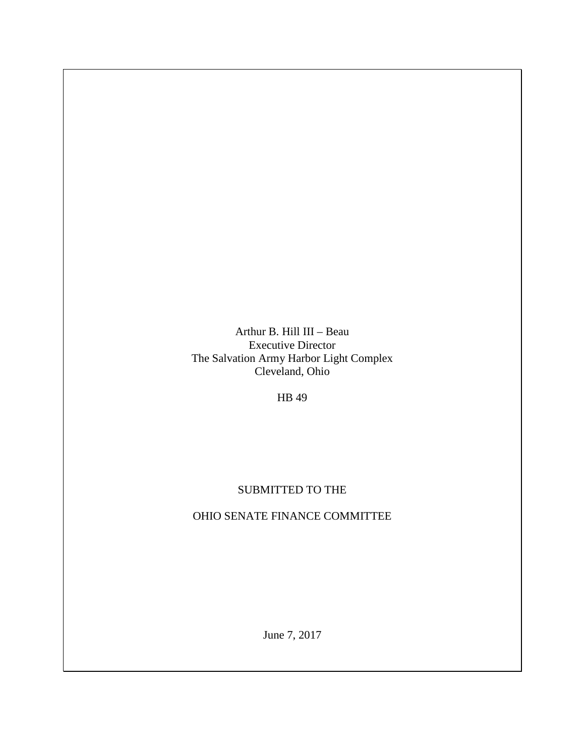Arthur B. Hill III – Beau
Executive Director
The Salvation Army Harbor Light Complex
Cleveland, Ohio

HB 49

SUBMITTED TO THE

OHIO SENATE FINANCE COMMITTEE

June 7, 2017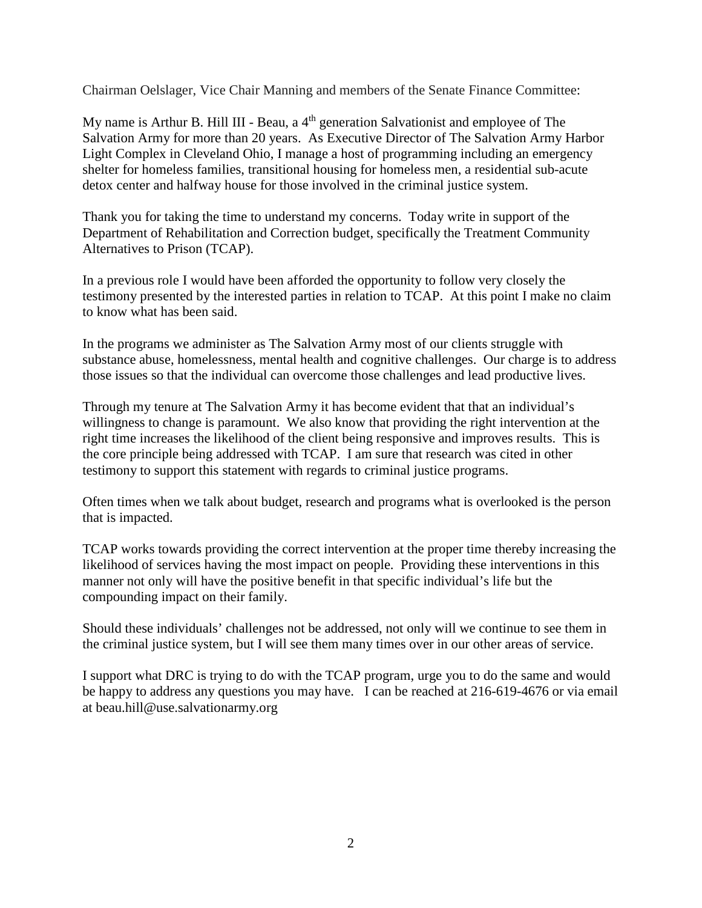Chairman Oelslager, Vice Chair Manning and members of the Senate Finance Committee:

My name is Arthur B. Hill III - Beau, a 4th generation Salvationist and employee of The Salvation Army for more than 20 years. As Executive Director of The Salvation Army Harbor Light Complex in Cleveland Ohio, I manage a host of programming including an emergency shelter for homeless families, transitional housing for homeless men, a residential sub-acute detox center and halfway house for those involved in the criminal justice system.

Thank you for taking the time to understand my concerns. Today write in support of the Department of Rehabilitation and Correction budget, specifically the Treatment Community Alternatives to Prison (TCAP).

In a previous role I would have been afforded the opportunity to follow very closely the testimony presented by the interested parties in relation to TCAP. At this point I make no claim to know what has been said.

In the programs we administer as The Salvation Army most of our clients struggle with substance abuse, homelessness, mental health and cognitive challenges. Our charge is to address those issues so that the individual can overcome those challenges and lead productive lives.

Through my tenure at The Salvation Army it has become evident that that an individual's willingness to change is paramount. We also know that providing the right intervention at the right time increases the likelihood of the client being responsive and improves results. This is the core principle being addressed with TCAP. I am sure that research was cited in other testimony to support this statement with regards to criminal justice programs.

Often times when we talk about budget, research and programs what is overlooked is the person that is impacted.

TCAP works towards providing the correct intervention at the proper time thereby increasing the likelihood of services having the most impact on people. Providing these interventions in this manner not only will have the positive benefit in that specific individual's life but the compounding impact on their family.

Should these individuals' challenges not be addressed, not only will we continue to see them in the criminal justice system, but I will see them many times over in our other areas of service.

I support what DRC is trying to do with the TCAP program, urge you to do the same and would be happy to address any questions you may have. I can be reached at 216-619-4676 or via email at beau.hill@use.salvationarmy.org